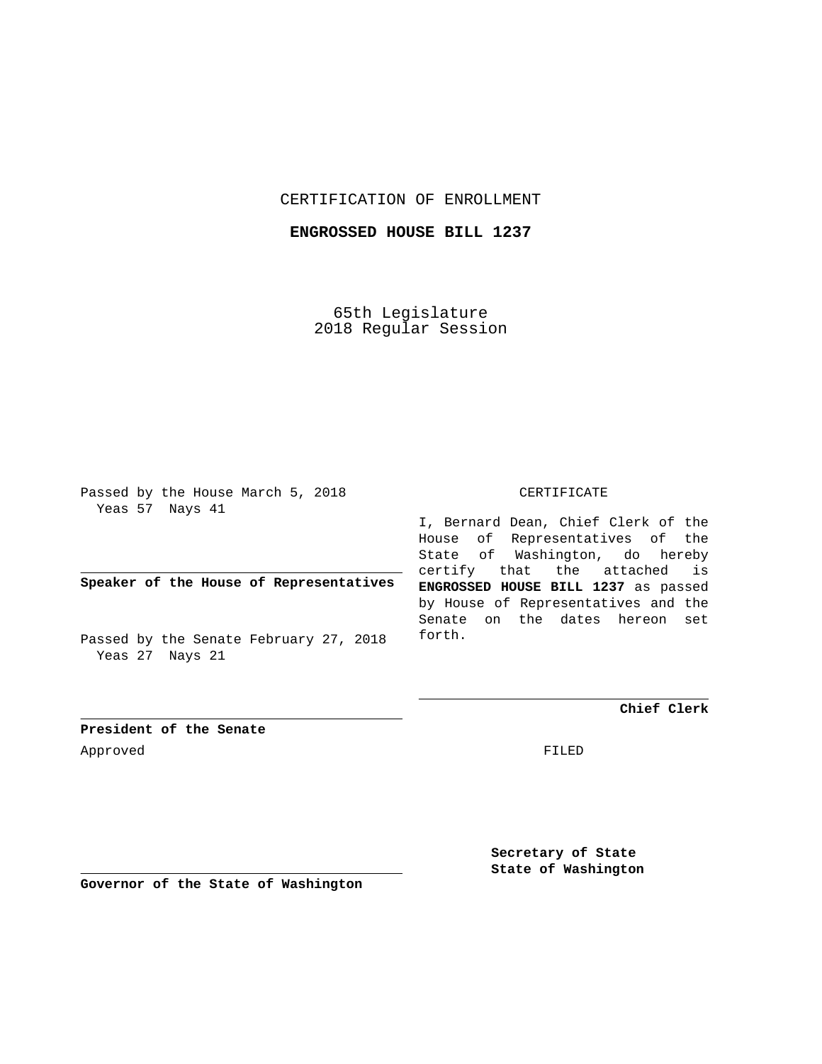CERTIFICATION OF ENROLLMENT

**ENGROSSED HOUSE BILL 1237**

65th Legislature
2018 Regular Session

Passed by the House March 5, 2018
Yeas 57 Nays 41

**Speaker of the House of Representatives**

Passed by the Senate February 27, 2018
Yeas 27 Nays 21

**President of the Senate**

Approved

**Governor of the State of Washington**

CERTIFICATE

I, Bernard Dean, Chief Clerk of the House of Representatives of the State of Washington, do hereby certify that the attached is **ENGROSSED HOUSE BILL 1237** as passed by House of Representatives and the Senate on the dates hereon set forth.

**Chief Clerk**

FILED

**Secretary of State**
**State of Washington**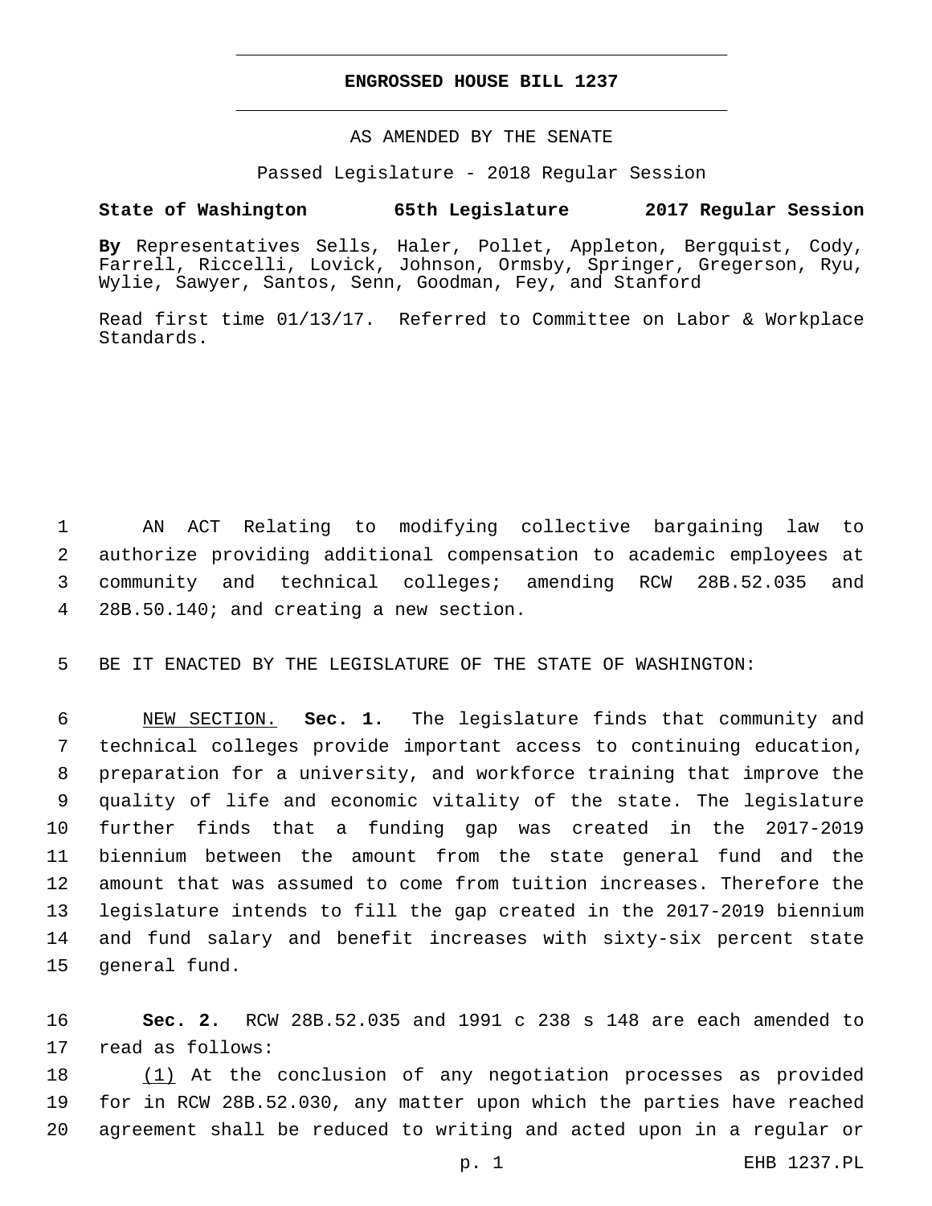**ENGROSSED HOUSE BILL 1237**

AS AMENDED BY THE SENATE

Passed Legislature - 2018 Regular Session

**State of Washington 65th Legislature 2017 Regular Session**

**By** Representatives Sells, Haler, Pollet, Appleton, Bergquist, Cody, Farrell, Riccelli, Lovick, Johnson, Ormsby, Springer, Gregerson, Ryu, Wylie, Sawyer, Santos, Senn, Goodman, Fey, and Stanford

Read first time 01/13/17. Referred to Committee on Labor & Workplace Standards.

AN ACT Relating to modifying collective bargaining law to authorize providing additional compensation to academic employees at community and technical colleges; amending RCW 28B.52.035 and 28B.50.140; and creating a new section.

BE IT ENACTED BY THE LEGISLATURE OF THE STATE OF WASHINGTON:

NEW SECTION. **Sec. 1.** The legislature finds that community and technical colleges provide important access to continuing education, preparation for a university, and workforce training that improve the quality of life and economic vitality of the state. The legislature further finds that a funding gap was created in the 2017-2019 biennium between the amount from the state general fund and the amount that was assumed to come from tuition increases. Therefore the legislature intends to fill the gap created in the 2017-2019 biennium and fund salary and benefit increases with sixty-six percent state general fund.

**Sec. 2.** RCW 28B.52.035 and 1991 c 238 s 148 are each amended to read as follows:

(1) At the conclusion of any negotiation processes as provided for in RCW 28B.52.030, any matter upon which the parties have reached agreement shall be reduced to writing and acted upon in a regular or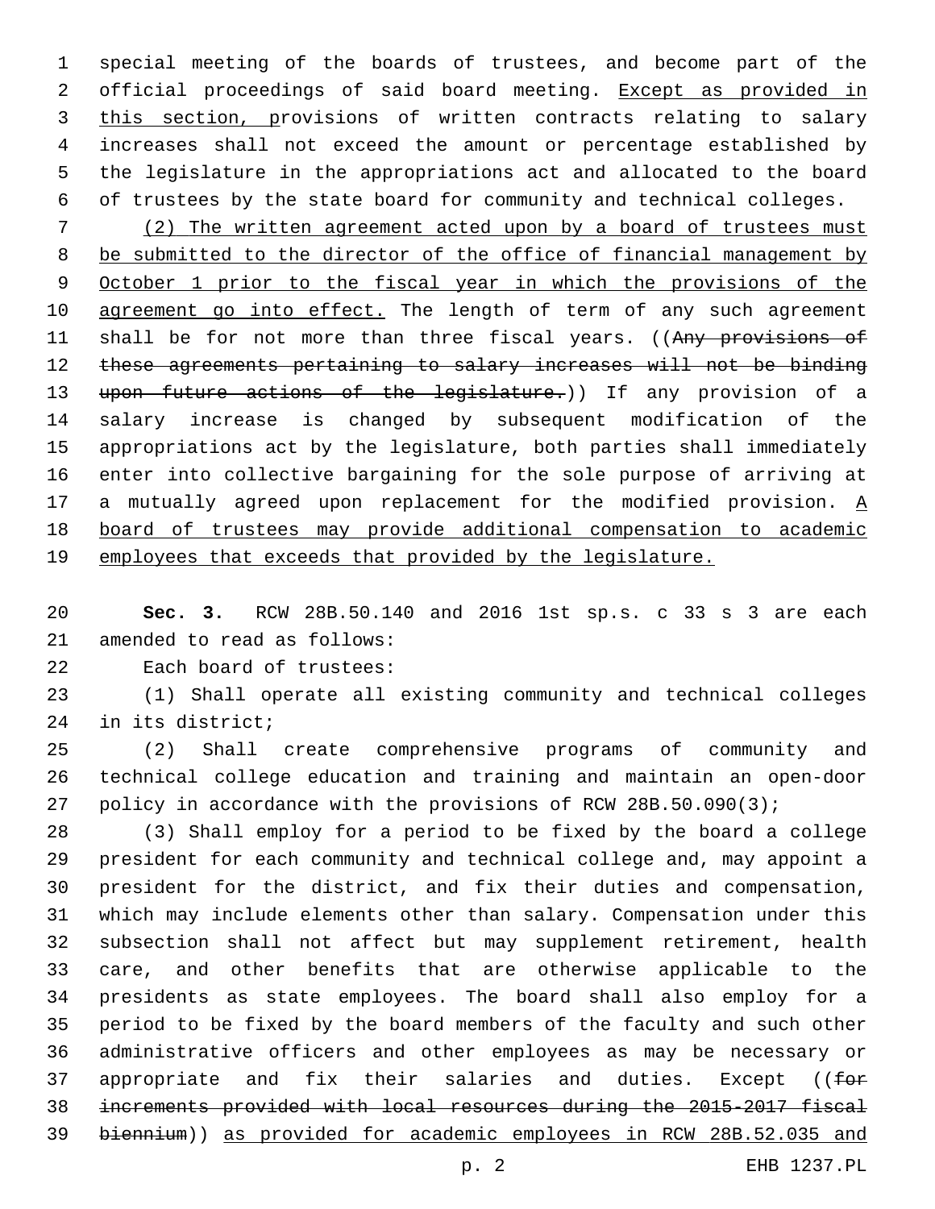special meeting of the boards of trustees, and become part of the official proceedings of said board meeting. Except as provided in this section, provisions of written contracts relating to salary increases shall not exceed the amount or percentage established by the legislature in the appropriations act and allocated to the board of trustees by the state board for community and technical colleges.

(2) The written agreement acted upon by a board of trustees must be submitted to the director of the office of financial management by October 1 prior to the fiscal year in which the provisions of the agreement go into effect. The length of term of any such agreement shall be for not more than three fiscal years. ((~~Any provisions of these agreements pertaining to salary increases will not be binding upon future actions of the legislature.~~)) If any provision of a salary increase is changed by subsequent modification of the appropriations act by the legislature, both parties shall immediately enter into collective bargaining for the sole purpose of arriving at a mutually agreed upon replacement for the modified provision. A board of trustees may provide additional compensation to academic employees that exceeds that provided by the legislature.

**Sec. 3.** RCW 28B.50.140 and 2016 1st sp.s. c 33 s 3 are each amended to read as follows:

Each board of trustees:

(1) Shall operate all existing community and technical colleges in its district;

(2) Shall create comprehensive programs of community and technical college education and training and maintain an open-door policy in accordance with the provisions of RCW 28B.50.090(3);

(3) Shall employ for a period to be fixed by the board a college president for each community and technical college and, may appoint a president for the district, and fix their duties and compensation, which may include elements other than salary. Compensation under this subsection shall not affect but may supplement retirement, health care, and other benefits that are otherwise applicable to the presidents as state employees. The board shall also employ for a period to be fixed by the board members of the faculty and such other administrative officers and other employees as may be necessary or appropriate and fix their salaries and duties. Except ((~~for increments provided with local resources during the 2015-2017 fiscal biennium~~)) as provided for academic employees in RCW 28B.52.035 and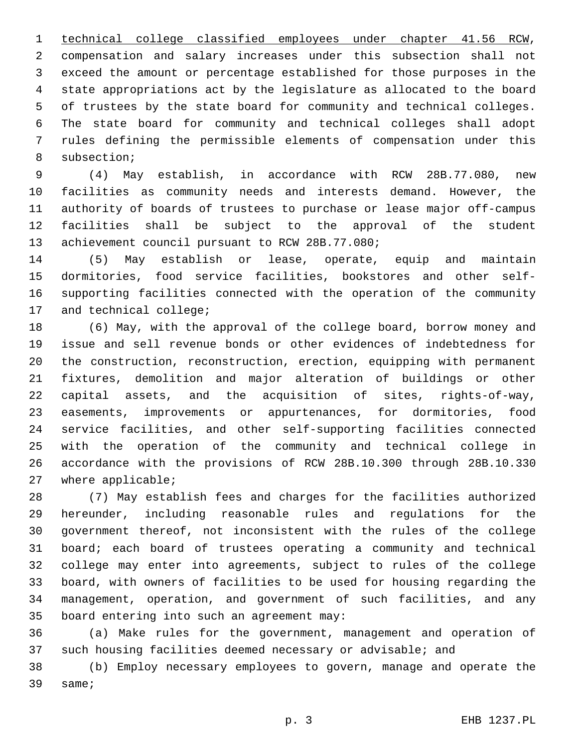technical college classified employees under chapter 41.56 RCW, compensation and salary increases under this subsection shall not exceed the amount or percentage established for those purposes in the state appropriations act by the legislature as allocated to the board of trustees by the state board for community and technical colleges. The state board for community and technical colleges shall adopt rules defining the permissible elements of compensation under this subsection;

(4) May establish, in accordance with RCW 28B.77.080, new facilities as community needs and interests demand. However, the authority of boards of trustees to purchase or lease major off-campus facilities shall be subject to the approval of the student achievement council pursuant to RCW 28B.77.080;

(5) May establish or lease, operate, equip and maintain dormitories, food service facilities, bookstores and other self-supporting facilities connected with the operation of the community and technical college;

(6) May, with the approval of the college board, borrow money and issue and sell revenue bonds or other evidences of indebtedness for the construction, reconstruction, erection, equipping with permanent fixtures, demolition and major alteration of buildings or other capital assets, and the acquisition of sites, rights-of-way, easements, improvements or appurtenances, for dormitories, food service facilities, and other self-supporting facilities connected with the operation of the community and technical college in accordance with the provisions of RCW 28B.10.300 through 28B.10.330 where applicable;

(7) May establish fees and charges for the facilities authorized hereunder, including reasonable rules and regulations for the government thereof, not inconsistent with the rules of the college board; each board of trustees operating a community and technical college may enter into agreements, subject to rules of the college board, with owners of facilities to be used for housing regarding the management, operation, and government of such facilities, and any board entering into such an agreement may:

(a) Make rules for the government, management and operation of such housing facilities deemed necessary or advisable; and

(b) Employ necessary employees to govern, manage and operate the same;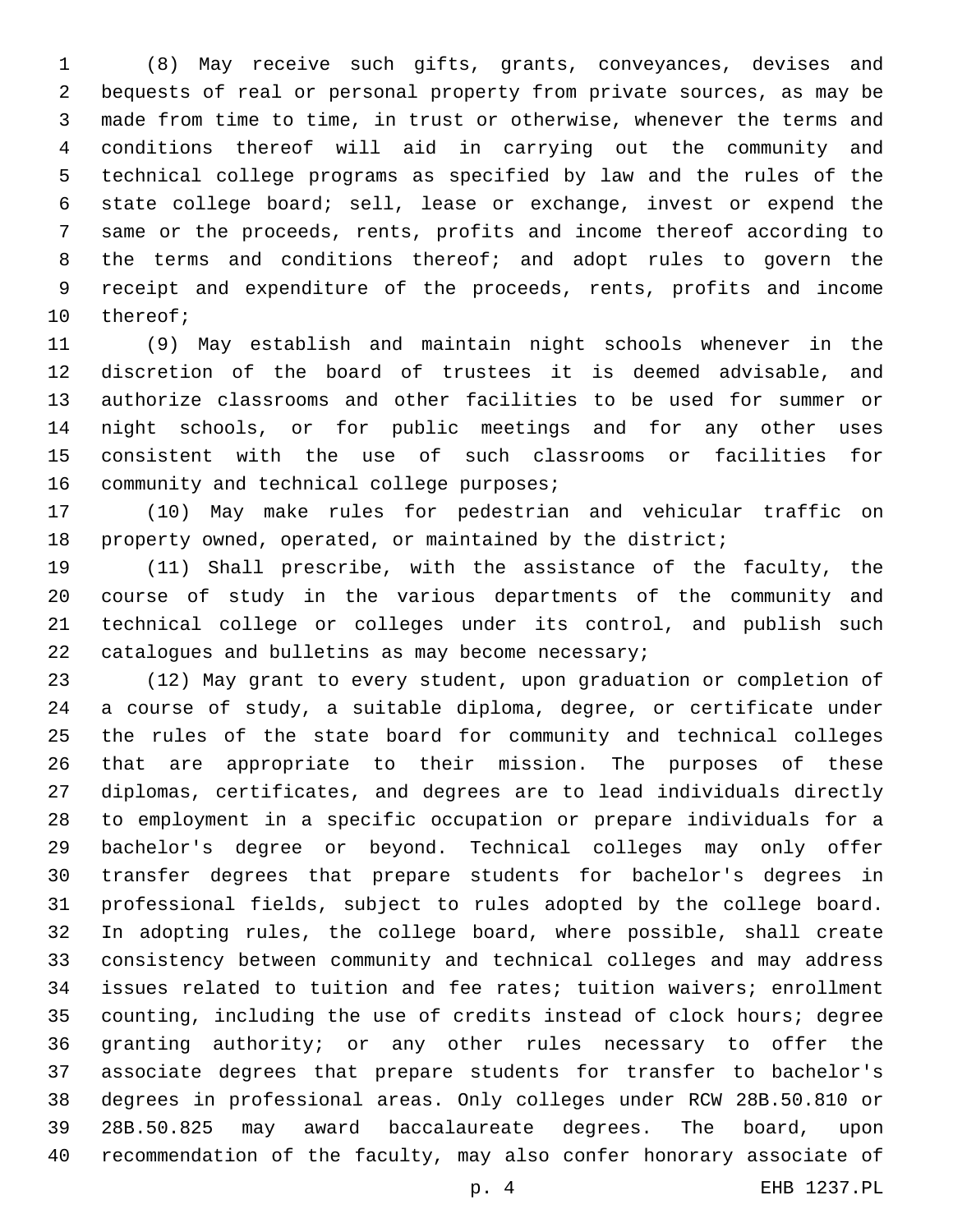(8) May receive such gifts, grants, conveyances, devises and bequests of real or personal property from private sources, as may be made from time to time, in trust or otherwise, whenever the terms and conditions thereof will aid in carrying out the community and technical college programs as specified by law and the rules of the state college board; sell, lease or exchange, invest or expend the same or the proceeds, rents, profits and income thereof according to the terms and conditions thereof; and adopt rules to govern the receipt and expenditure of the proceeds, rents, profits and income thereof;

(9) May establish and maintain night schools whenever in the discretion of the board of trustees it is deemed advisable, and authorize classrooms and other facilities to be used for summer or night schools, or for public meetings and for any other uses consistent with the use of such classrooms or facilities for community and technical college purposes;

(10) May make rules for pedestrian and vehicular traffic on property owned, operated, or maintained by the district;

(11) Shall prescribe, with the assistance of the faculty, the course of study in the various departments of the community and technical college or colleges under its control, and publish such catalogues and bulletins as may become necessary;

(12) May grant to every student, upon graduation or completion of a course of study, a suitable diploma, degree, or certificate under the rules of the state board for community and technical colleges that are appropriate to their mission. The purposes of these diplomas, certificates, and degrees are to lead individuals directly to employment in a specific occupation or prepare individuals for a bachelor's degree or beyond. Technical colleges may only offer transfer degrees that prepare students for bachelor's degrees in professional fields, subject to rules adopted by the college board. In adopting rules, the college board, where possible, shall create consistency between community and technical colleges and may address issues related to tuition and fee rates; tuition waivers; enrollment counting, including the use of credits instead of clock hours; degree granting authority; or any other rules necessary to offer the associate degrees that prepare students for transfer to bachelor's degrees in professional areas. Only colleges under RCW 28B.50.810 or 28B.50.825 may award baccalaureate degrees. The board, upon recommendation of the faculty, may also confer honorary associate of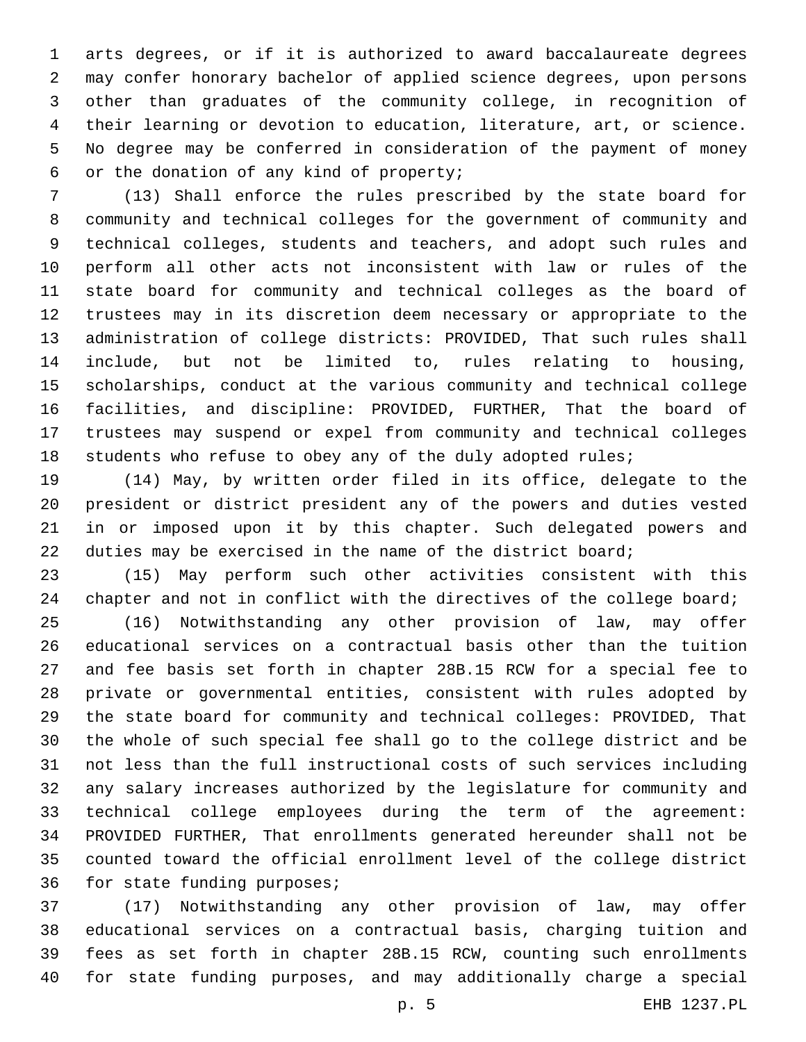arts degrees, or if it is authorized to award baccalaureate degrees may confer honorary bachelor of applied science degrees, upon persons other than graduates of the community college, in recognition of their learning or devotion to education, literature, art, or science. No degree may be conferred in consideration of the payment of money or the donation of any kind of property;

(13) Shall enforce the rules prescribed by the state board for community and technical colleges for the government of community and technical colleges, students and teachers, and adopt such rules and perform all other acts not inconsistent with law or rules of the state board for community and technical colleges as the board of trustees may in its discretion deem necessary or appropriate to the administration of college districts: PROVIDED, That such rules shall include, but not be limited to, rules relating to housing, scholarships, conduct at the various community and technical college facilities, and discipline: PROVIDED, FURTHER, That the board of trustees may suspend or expel from community and technical colleges students who refuse to obey any of the duly adopted rules;

(14) May, by written order filed in its office, delegate to the president or district president any of the powers and duties vested in or imposed upon it by this chapter. Such delegated powers and duties may be exercised in the name of the district board;

(15) May perform such other activities consistent with this chapter and not in conflict with the directives of the college board;

(16) Notwithstanding any other provision of law, may offer educational services on a contractual basis other than the tuition and fee basis set forth in chapter 28B.15 RCW for a special fee to private or governmental entities, consistent with rules adopted by the state board for community and technical colleges: PROVIDED, That the whole of such special fee shall go to the college district and be not less than the full instructional costs of such services including any salary increases authorized by the legislature for community and technical college employees during the term of the agreement: PROVIDED FURTHER, That enrollments generated hereunder shall not be counted toward the official enrollment level of the college district for state funding purposes;

(17) Notwithstanding any other provision of law, may offer educational services on a contractual basis, charging tuition and fees as set forth in chapter 28B.15 RCW, counting such enrollments for state funding purposes, and may additionally charge a special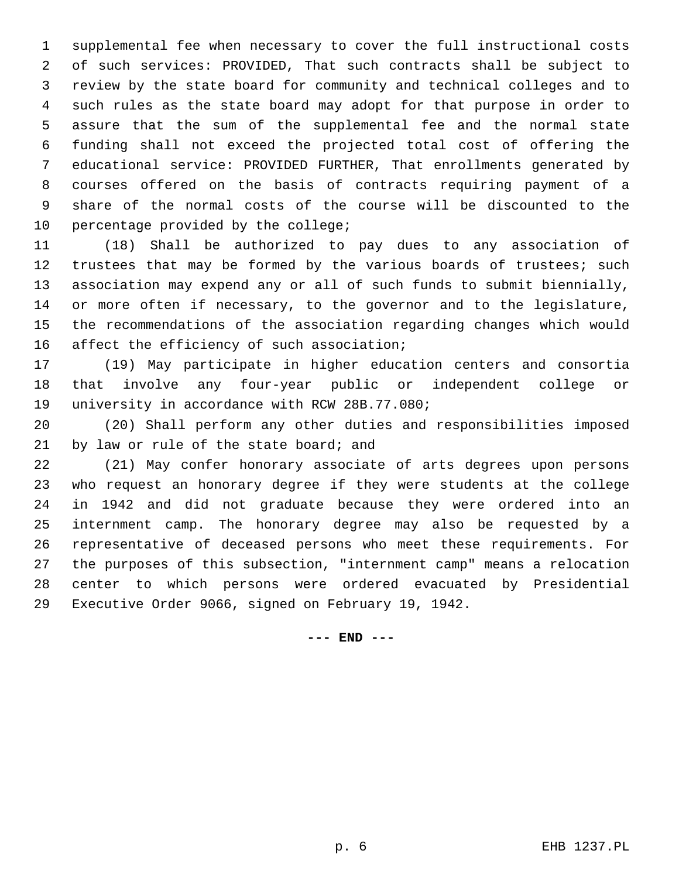supplemental fee when necessary to cover the full instructional costs of such services: PROVIDED, That such contracts shall be subject to review by the state board for community and technical colleges and to such rules as the state board may adopt for that purpose in order to assure that the sum of the supplemental fee and the normal state funding shall not exceed the projected total cost of offering the educational service: PROVIDED FURTHER, That enrollments generated by courses offered on the basis of contracts requiring payment of a share of the normal costs of the course will be discounted to the percentage provided by the college;

(18) Shall be authorized to pay dues to any association of trustees that may be formed by the various boards of trustees; such association may expend any or all of such funds to submit biennially, or more often if necessary, to the governor and to the legislature, the recommendations of the association regarding changes which would affect the efficiency of such association;

(19) May participate in higher education centers and consortia that involve any four-year public or independent college or university in accordance with RCW 28B.77.080;

(20) Shall perform any other duties and responsibilities imposed by law or rule of the state board; and

(21) May confer honorary associate of arts degrees upon persons who request an honorary degree if they were students at the college in 1942 and did not graduate because they were ordered into an internment camp. The honorary degree may also be requested by a representative of deceased persons who meet these requirements. For the purposes of this subsection, "internment camp" means a relocation center to which persons were ordered evacuated by Presidential Executive Order 9066, signed on February 19, 1942.

**--- END ---**